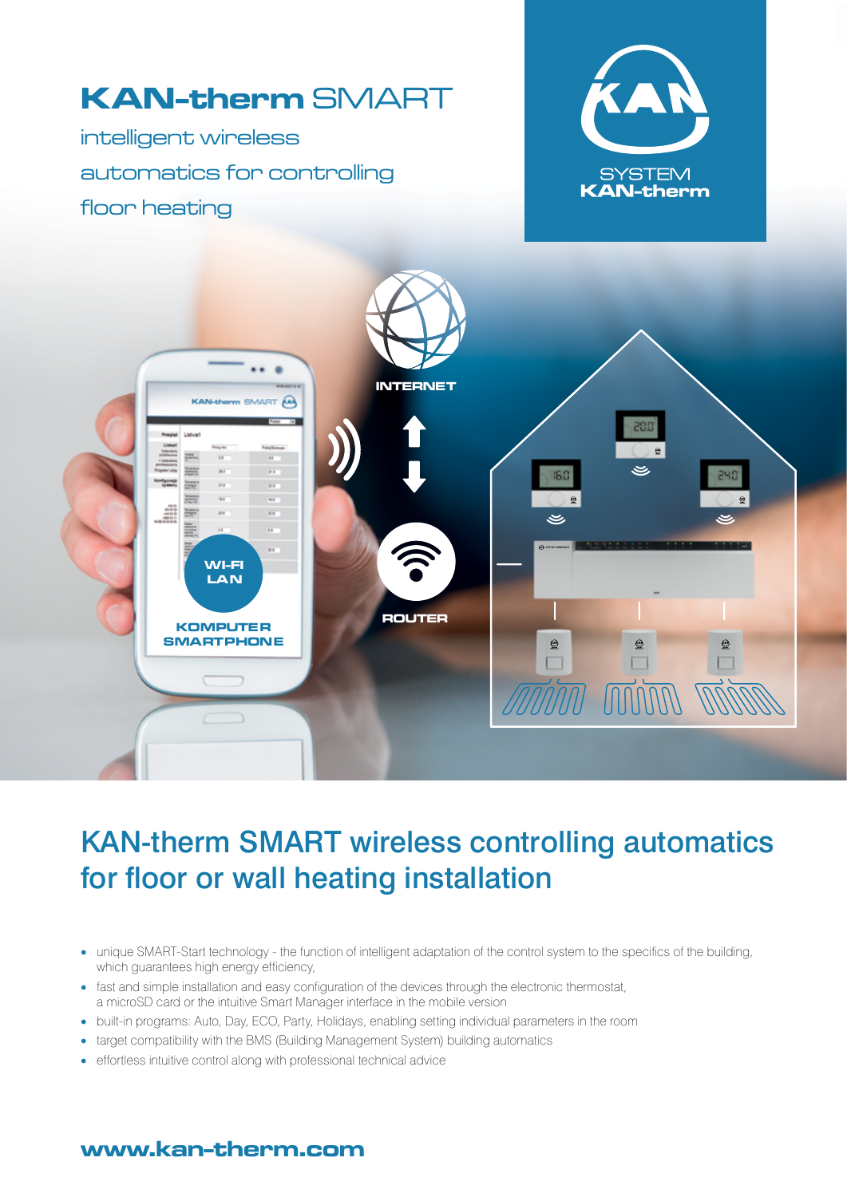# KAN-therm SMART

intelligent wireless automatics for controlling floor heating

SYSTEM KAN-therm

## KAN-therm SMART wireless controlling automatics for floor or wall heating installation

- unique SMART-Start technology - the function of intelligent adaptation of the control system to the specifics of the building, which guarantees high energy efficiency,
- fast and simple installation and easy configuration of the devices through the electronic thermostat, a microSD card or the intuitive Smart Manager interface in the mobile version
- built-in programs: Auto, Day, ECO, Party, Holidays, enabling setting individual parameters in the room
- target compatibility with the BMS (Building Management System) building automatics
- effortless intuitive control along with professional technical advice

**www.kan-therm.com**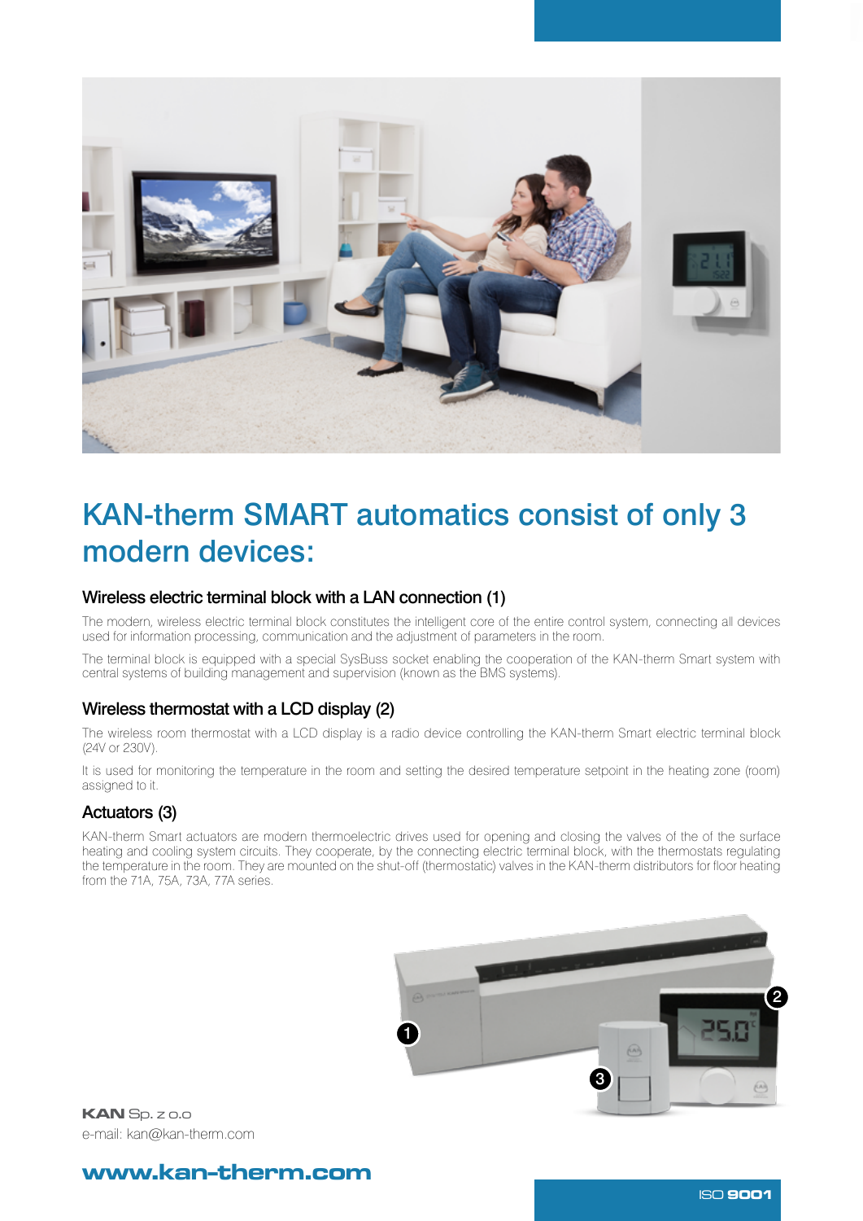# KAN-therm SMART automatics consist of only 3 modern devices:

## Wireless electric terminal block with a LAN connection (1)

The modern, wireless electric terminal block constitutes the intelligent core of the entire control system, connecting all devices used for information processing, communication and the adjustment of parameters in the room.

The terminal block is equipped with a special SysBuss socket enabling the cooperation of the KAN-therm Smart system with central systems of building management and supervision (known as the BMS systems).

## Wireless thermostat with a LCD display (2)

The wireless room thermostat with a LCD display is a radio device controlling the KAN-therm Smart electric terminal block (24V or 230V).

It is used for monitoring the temperature in the room and setting the desired temperature setpoint in the heating zone (room) assigned to it.

## Actuators (3)

KAN-therm Smart actuators are modern thermoelectric drives used for opening and closing the valves of the of the surface heating and cooling system circuits. They cooperate, by the connecting electric terminal block, with the thermostats regulating the temperature in the room. They are mounted on the shut-off (thermostatic) valves in the KAN-therm distributors for floor heating from the 71A, 75A, 73A, 77A series.

**KAN** Sp. z o.o
e-mail: kan@kan-therm.com

**www.kan-therm.com**

ISO **9001**